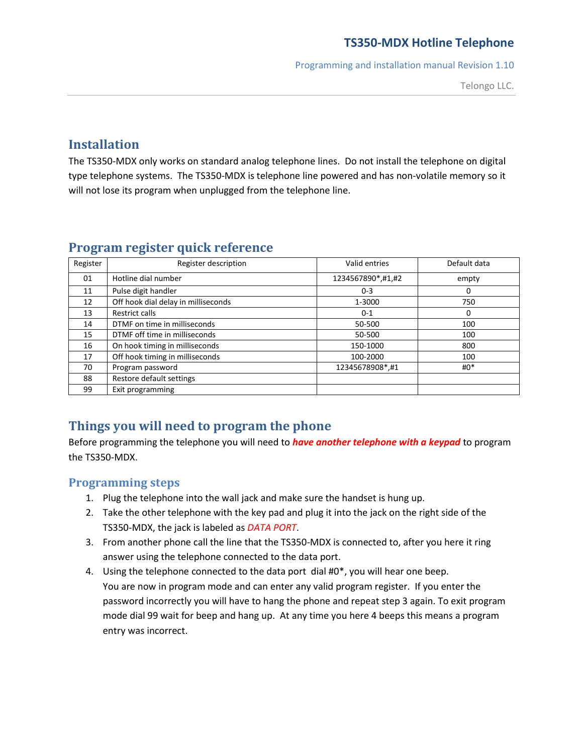# TS350-MDX Hotline Telephone

Programming and installation manual Revision 1.10

Telongo LLC.

## Installation

The TS350-MDX only works on standard analog telephone lines. Do not install the telephone on digital type telephone systems. The TS350-MDX is telephone line powered and has non-volatile memory so it will not lose its program when unplugged from the telephone line.

## Program register quick reference

| Register | Register description | Valid entries | Default data |
|---|---|---|---|
| 01 | Hotline dial number | 1234567890*,#1,#2 | empty |
| 11 | Pulse digit handler | 0-3 | 0 |
| 12 | Off hook dial delay in milliseconds | 1-3000 | 750 |
| 13 | Restrict calls | 0-1 | 0 |
| 14 | DTMF on time in milliseconds | 50-500 | 100 |
| 15 | DTMF off time in milliseconds | 50-500 | 100 |
| 16 | On hook timing in milliseconds | 150-1000 | 800 |
| 17 | Off hook timing in milliseconds | 100-2000 | 100 |
| 70 | Program password | 12345678908*,#1 | #0* |
| 88 | Restore default settings | | |
| 99 | Exit programming | | |

## Things you will need to program the phone

Before programming the telephone you will need to ***have another telephone with a keypad*** to program the TS350-MDX.

### Programming steps

1. Plug the telephone into the wall jack and make sure the handset is hung up.
2. Take the other telephone with the key pad and plug it into the jack on the right side of the TS350-MDX, the jack is labeled as *DATA PORT*.
3. From another phone call the line that the TS350-MDX is connected to, after you here it ring answer using the telephone connected to the data port.
4. Using the telephone connected to the data port dial #0*, you will hear one beep.
   You are now in program mode and can enter any valid program register. If you enter the password incorrectly you will have to hang the phone and repeat step 3 again. To exit program mode dial 99 wait for beep and hang up. At any time you here 4 beeps this means a program entry was incorrect.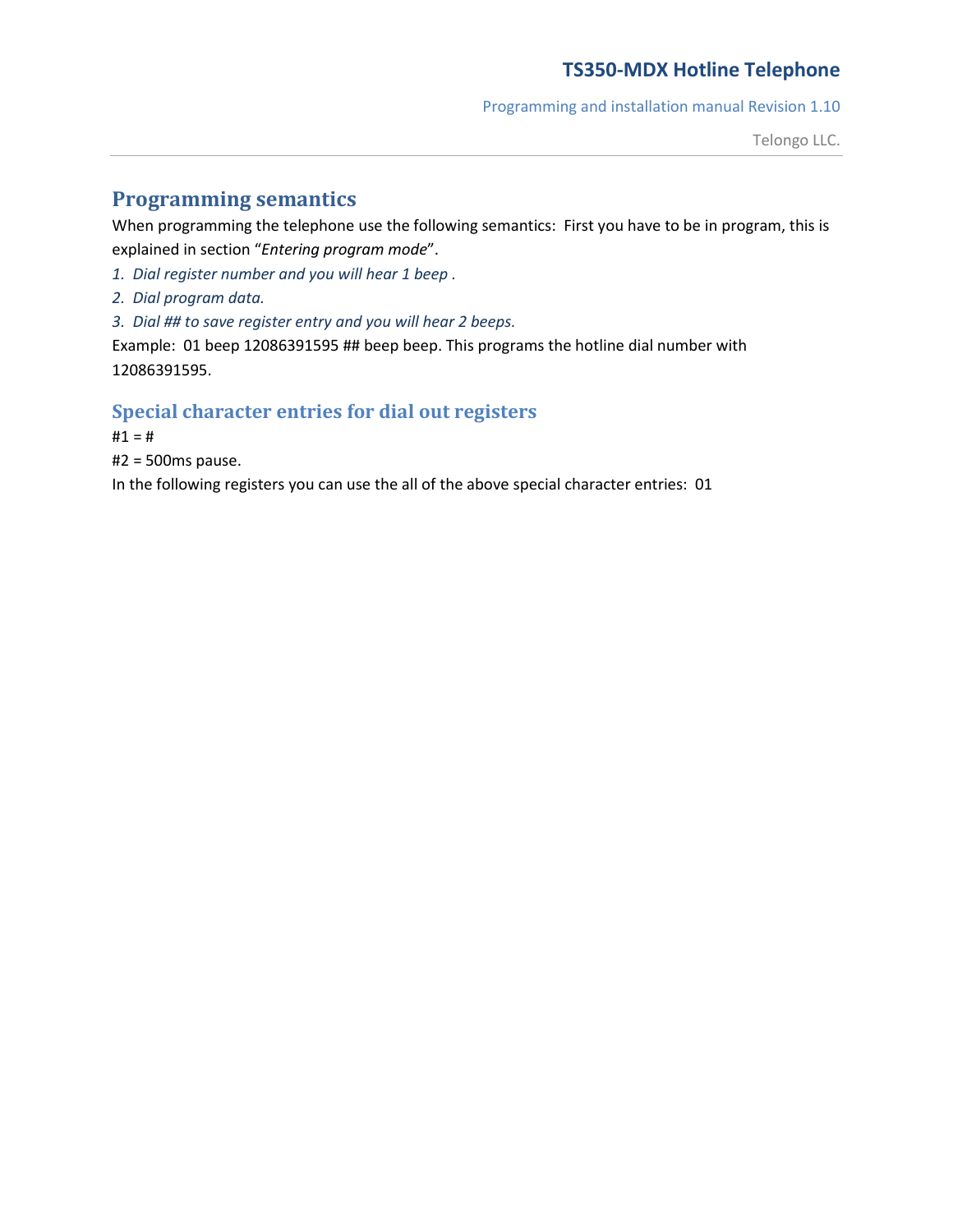## Programming semantics

When programming the telephone use the following semantics: First you have to be in program, this is explained in section "*Entering program mode*".

1. *Dial register number and you will hear 1 beep .*
2. *Dial program data.*
3. *Dial ## to save register entry and you will hear 2 beeps.*

Example: 01 beep 12086391595 ## beep beep. This programs the hotline dial number with 12086391595.

### Special character entries for dial out registers

#1 = #

#2 = 500ms pause.

In the following registers you can use the all of the above special character entries: 01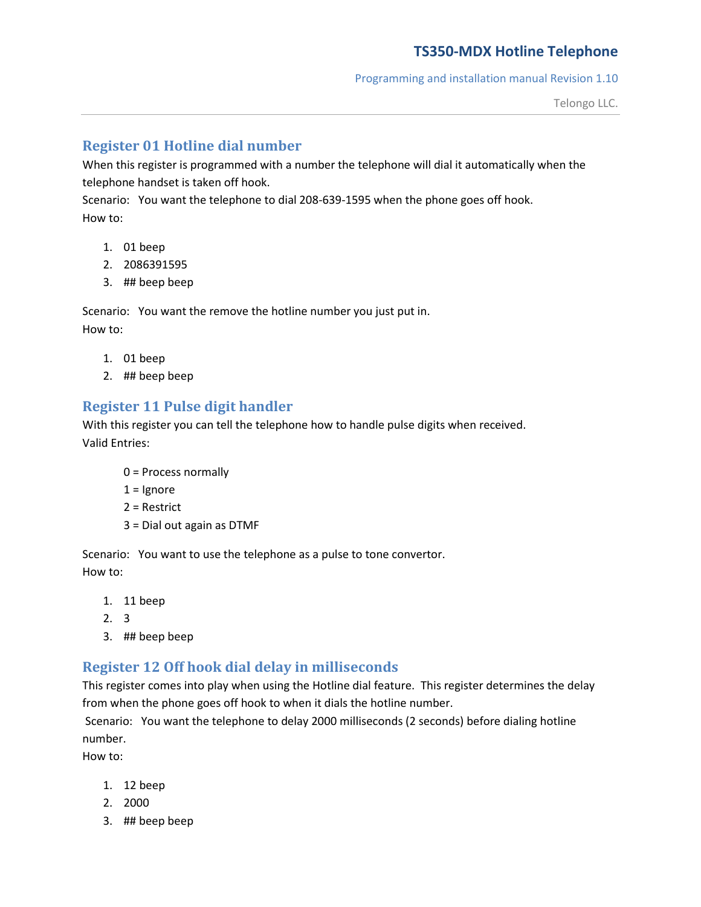## Register 01 Hotline dial number

When this register is programmed with a number the telephone will dial it automatically when the telephone handset is taken off hook.

Scenario: You want the telephone to dial 208-639-1595 when the phone goes off hook.

How to:

1. 01 beep
2. 2086391595
3. ## beep beep

Scenario: You want the remove the hotline number you just put in.

How to:

1. 01 beep
2. ## beep beep

## Register 11 Pulse digit handler

With this register you can tell the telephone how to handle pulse digits when received.

Valid Entries:

0 = Process normally
1 = Ignore
2 = Restrict
3 = Dial out again as DTMF

Scenario: You want to use the telephone as a pulse to tone convertor.

How to:

1. 11 beep
2. 3
3. ## beep beep

## Register 12 Off hook dial delay in milliseconds

This register comes into play when using the Hotline dial feature. This register determines the delay from when the phone goes off hook to when it dials the hotline number.

Scenario: You want the telephone to delay 2000 milliseconds (2 seconds) before dialing hotline number.

How to:

1. 12 beep
2. 2000
3. ## beep beep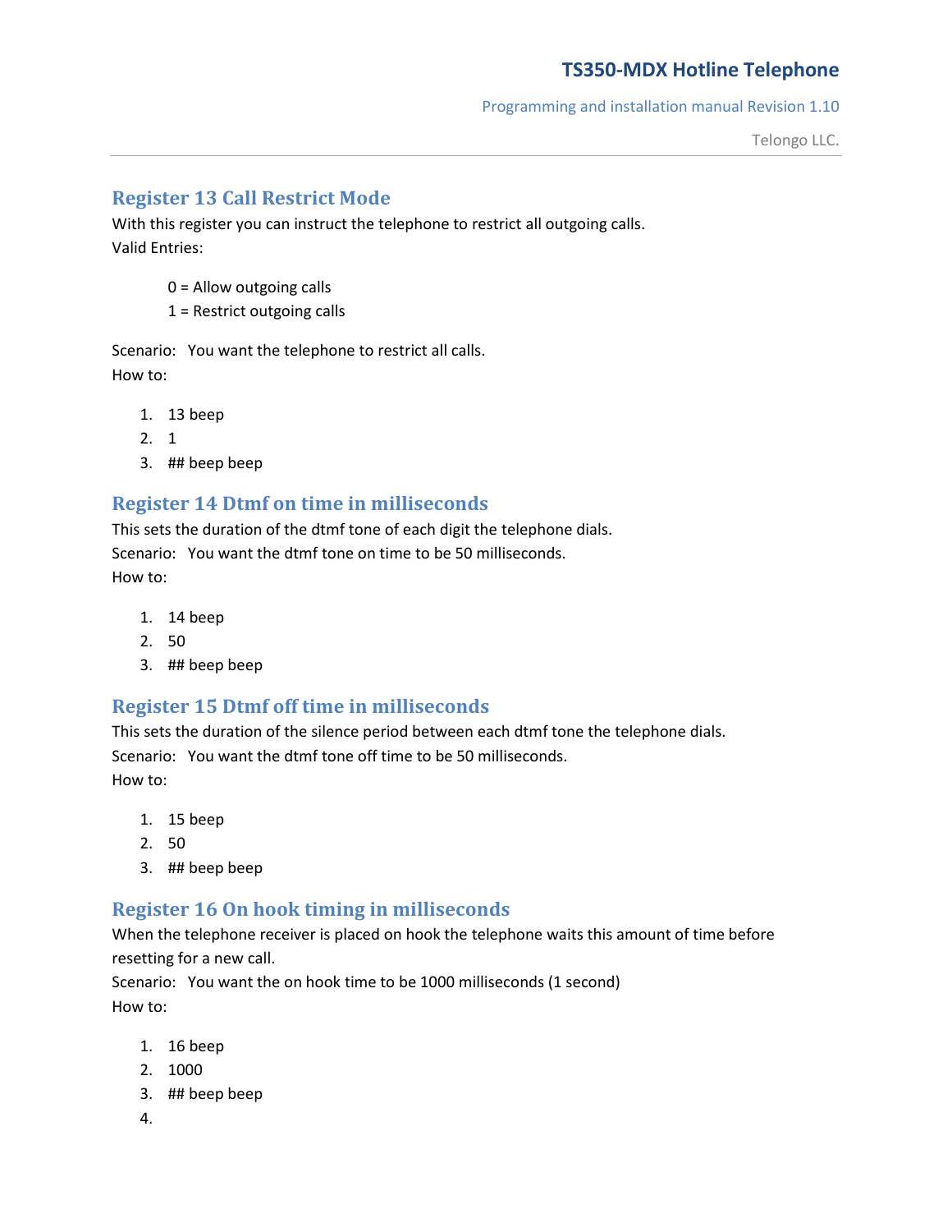## Register 13 Call Restrict Mode

With this register you can instruct the telephone to restrict all outgoing calls.
Valid Entries:

0 = Allow outgoing calls
1 = Restrict outgoing calls

Scenario: You want the telephone to restrict all calls.
How to:

1. 13 beep
2. 1
3. ## beep beep

## Register 14 Dtmf on time in milliseconds

This sets the duration of the dtmf tone of each digit the telephone dials.
Scenario: You want the dtmf tone on time to be 50 milliseconds.
How to:

1. 14 beep
2. 50
3. ## beep beep

## Register 15 Dtmf off time in milliseconds

This sets the duration of the silence period between each dtmf tone the telephone dials.
Scenario: You want the dtmf tone off time to be 50 milliseconds.
How to:

1. 15 beep
2. 50
3. ## beep beep

## Register 16 On hook timing in milliseconds

When the telephone receiver is placed on hook the telephone waits this amount of time before resetting for a new call.
Scenario: You want the on hook time to be 1000 milliseconds (1 second)
How to:

1. 16 beep
2. 1000
3. ## beep beep
4.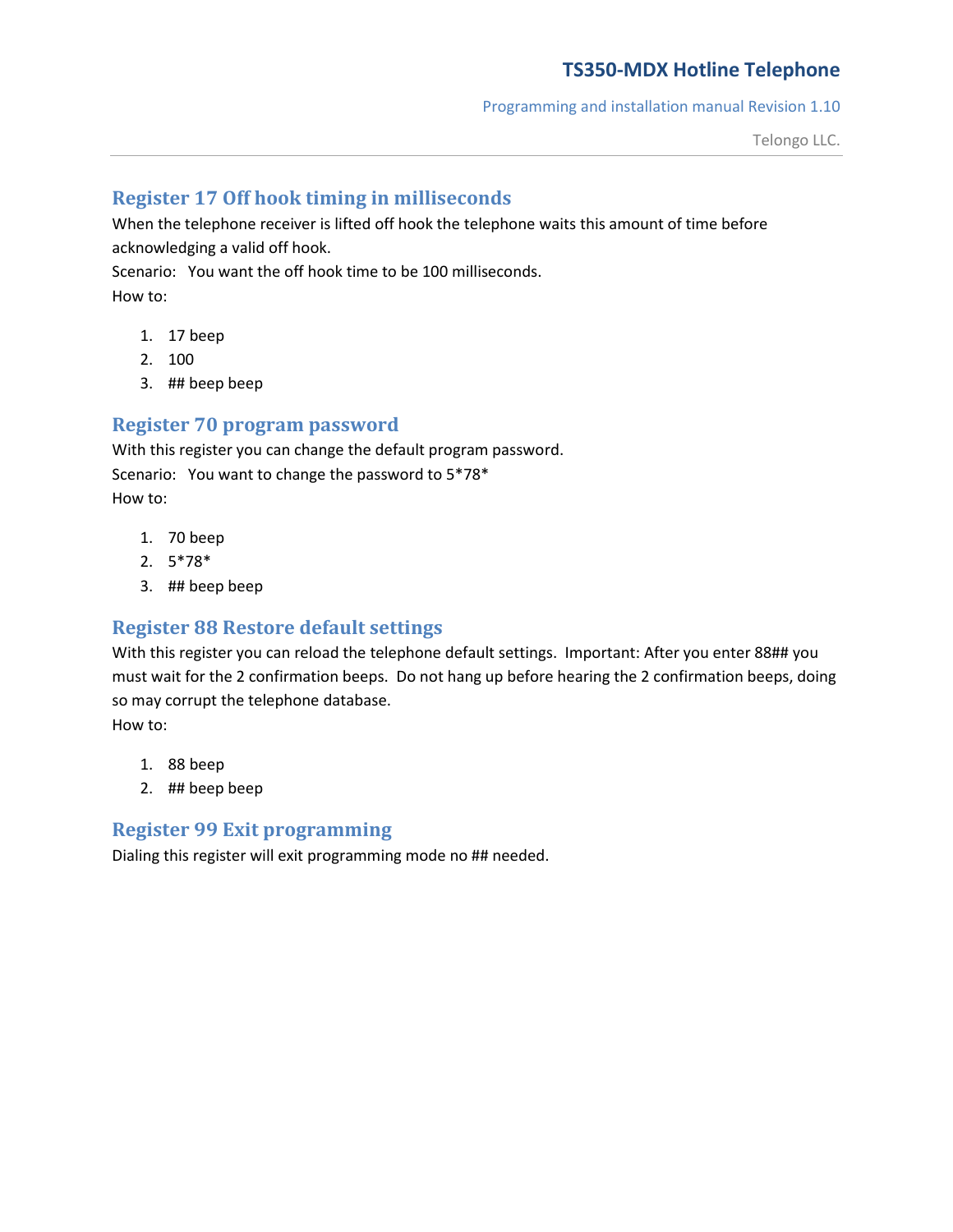## Register 17 Off hook timing in milliseconds

When the telephone receiver is lifted off hook the telephone waits this amount of time before acknowledging a valid off hook.

Scenario: You want the off hook time to be 100 milliseconds.

How to:

1. 17 beep
2. 100
3. ## beep beep

## Register 70 program password

With this register you can change the default program password.

Scenario: You want to change the password to 5*78*

How to:

1. 70 beep
2. 5*78*
3. ## beep beep

## Register 88 Restore default settings

With this register you can reload the telephone default settings. Important: After you enter 88## you must wait for the 2 confirmation beeps. Do not hang up before hearing the 2 confirmation beeps, doing so may corrupt the telephone database.

How to:

1. 88 beep
2. ## beep beep

## Register 99 Exit programming

Dialing this register will exit programming mode no ## needed.